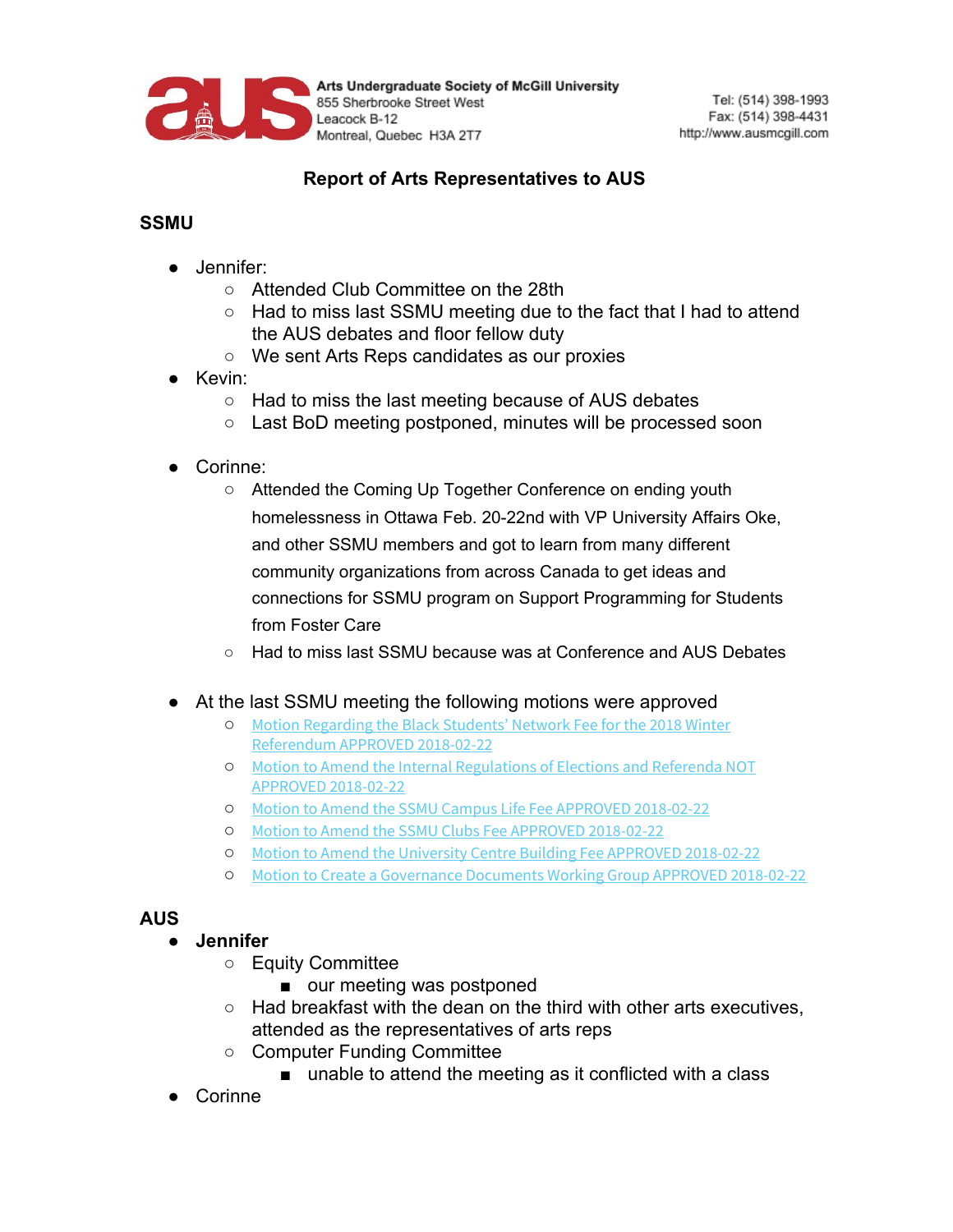Arts Undergraduate Society of McGill University
855 Sherbrooke Street West
Leacock B-12
Montreal, Quebec H3A 2T7

Tel: (514) 398-1993
Fax: (514) 398-4431
http://www.ausmcgill.com

# Report of Arts Representatives to AUS

## SSMU

- Jennifer:
  - Attended Club Committee on the 28th
  - Had to miss last SSMU meeting due to the fact that I had to attend the AUS debates and floor fellow duty
  - We sent Arts Reps candidates as our proxies
- Kevin:
  - Had to miss the last meeting because of AUS debates
  - Last BoD meeting postponed, minutes will be processed soon
- Corinne:
  - Attended the Coming Up Together Conference on ending youth homelessness in Ottawa Feb. 20-22nd with VP University Affairs Oke, and other SSMU members and got to learn from many different community organizations from across Canada to get ideas and connections for SSMU program on Support Programming for Students from Foster Care
  - Had to miss last SSMU because was at Conference and AUS Debates
- At the last SSMU meeting the following motions were approved
  - Motion Regarding the Black Students' Network Fee for the 2018 Winter Referendum APPROVED 2018-02-22
  - Motion to Amend the Internal Regulations of Elections and Referenda NOT APPROVED 2018-02-22
  - Motion to Amend the SSMU Campus Life Fee APPROVED 2018-02-22
  - Motion to Amend the SSMU Clubs Fee APPROVED 2018-02-22
  - Motion to Amend the University Centre Building Fee APPROVED 2018-02-22
  - Motion to Create a Governance Documents Working Group APPROVED 2018-02-22

## AUS

- **Jennifer**
  - Equity Committee
    - our meeting was postponed
  - Had breakfast with the dean on the third with other arts executives, attended as the representatives of arts reps
  - Computer Funding Committee
    - unable to attend the meeting as it conflicted with a class
- Corinne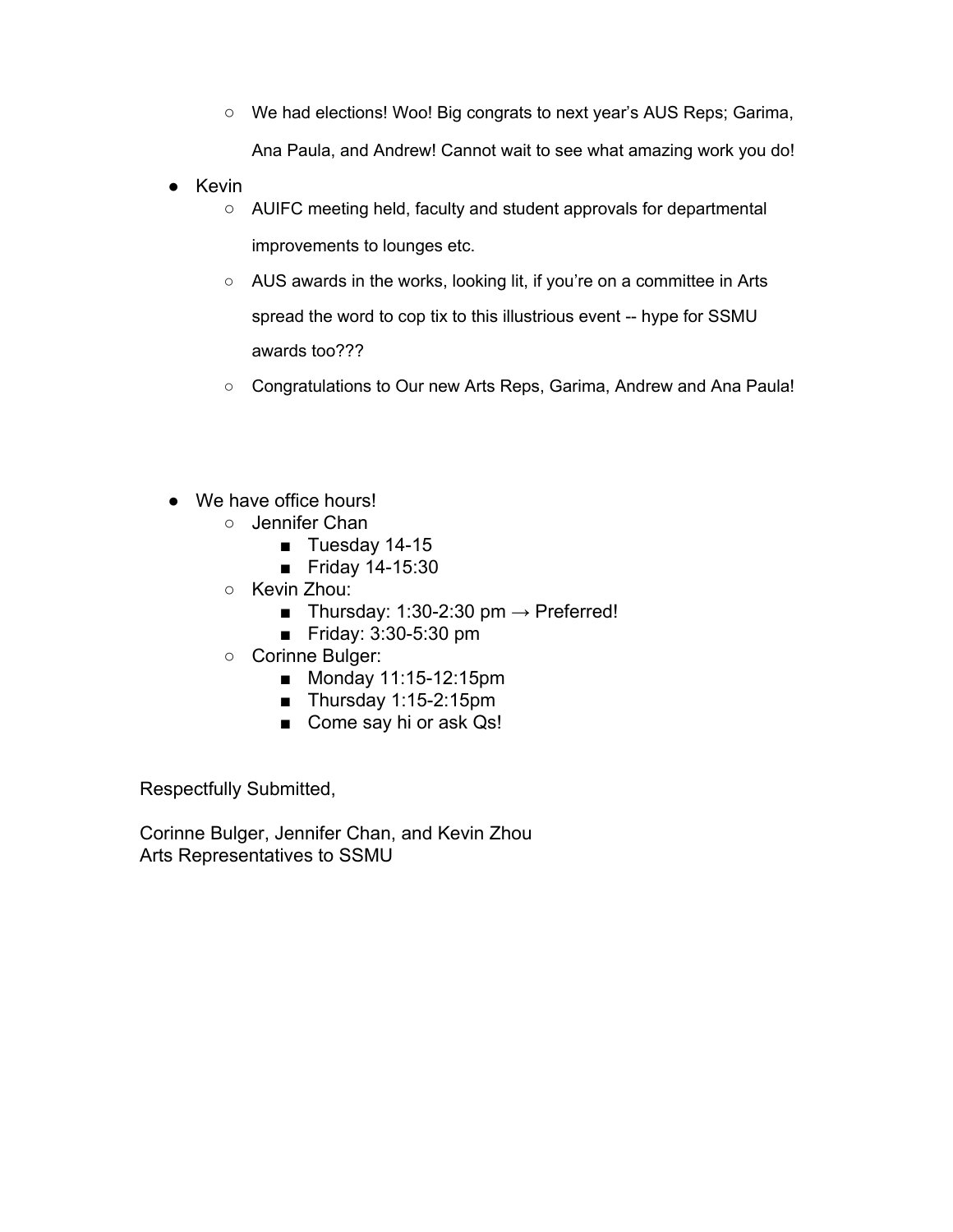- We had elections! Woo! Big congrats to next year's AUS Reps; Garima, Ana Paula, and Andrew! Cannot wait to see what amazing work you do!
- Kevin
    - AUIFC meeting held, faculty and student approvals for departmental improvements to lounges etc.
    - AUS awards in the works, looking lit, if you're on a committee in Arts spread the word to cop tix to this illustrious event -- hype for SSMU awards too???
    - Congratulations to Our new Arts Reps, Garima, Andrew and Ana Paula!

- We have office hours!
    - Jennifer Chan
        - Tuesday 14-15
        - Friday 14-15:30
    - Kevin Zhou:
        - Thursday: 1:30-2:30 pm → Preferred!
        - Friday: 3:30-5:30 pm
    - Corinne Bulger:
        - Monday 11:15-12:15pm
        - Thursday 1:15-2:15pm
        - Come say hi or ask Qs!

Respectfully Submitted,

Corinne Bulger, Jennifer Chan, and Kevin Zhou
Arts Representatives to SSMU